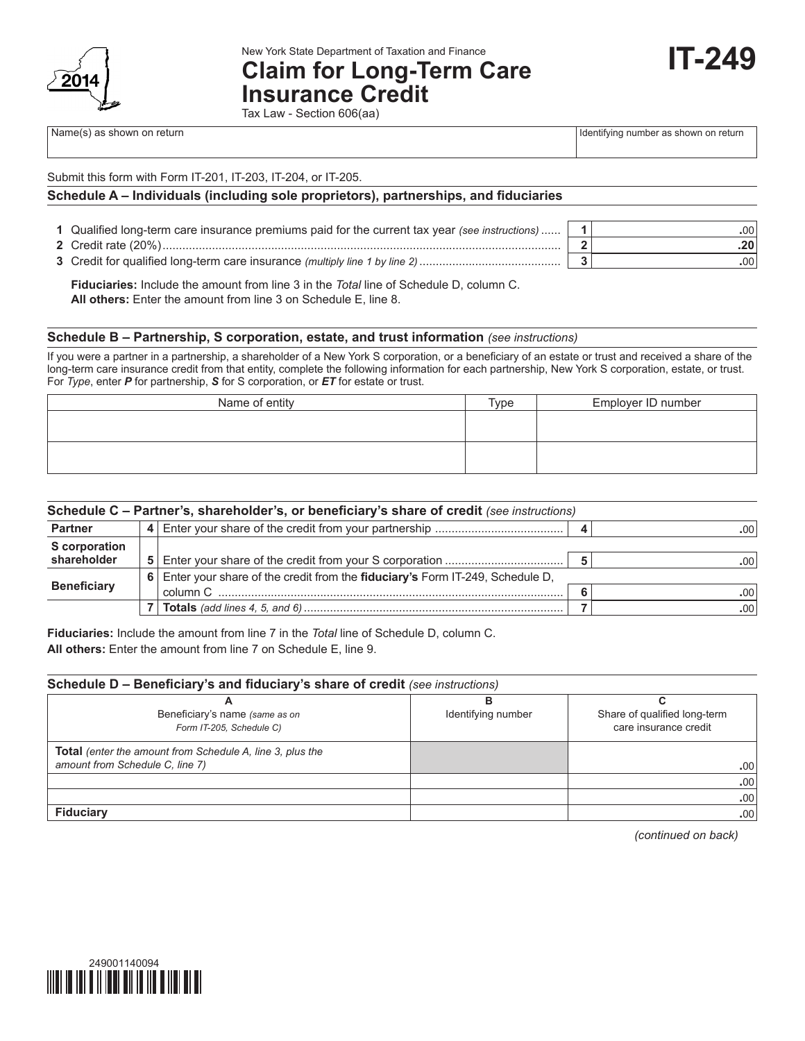New York State Department of Taxation and Finance

# Claim for Long-Term Care Insurance Credit

**IT-249**

2014

Tax Law - Section 606(aa)

| Name(s) as shown on return | Identifying number as shown on return |
|---|---|
| | |

Submit this form with Form IT-201, IT-203, IT-204, or IT-205.

## Schedule A – Individuals (including sole proprietors), partnerships, and fiduciaries

| | | | |
|---|---|---|---|
| **1** | Qualified long-term care insurance premiums paid for the current tax year *(see instructions)* | **1** | .00 |
| **2** | Credit rate (20%) | **2** | **.20** |
| **3** | Credit for qualified long-term care insurance *(multiply line 1 by line 2)* | **3** | .00 |

**Fiduciaries:** Include the amount from line 3 in the *Total* line of Schedule D, column C.
**All others:** Enter the amount from line 3 on Schedule E, line 8.

## Schedule B – Partnership, S corporation, estate, and trust information *(see instructions)*

If you were a partner in a partnership, a shareholder of a New York S corporation, or a beneficiary of an estate or trust and received a share of the long-term care insurance credit from that entity, complete the following information for each partnership, New York S corporation, estate, or trust. For *Type*, enter ***P*** for partnership, ***S*** for S corporation, or ***ET*** for estate or trust.

| Name of entity | Type | Employer ID number |
|---|---|---|
| | | |
| | | |

## Schedule C – Partner's, shareholder's, or beneficiary's share of credit *(see instructions)*

| | | | | |
|---|---|---|---|---|
| **Partner** | **4** | Enter your share of the credit from your partnership | **4** | .00 |
| **S corporation shareholder** | **5** | Enter your share of the credit from your S corporation | **5** | .00 |
| **Beneficiary** | **6** | Enter your share of the credit from the **fiduciary's** Form IT-249, Schedule D, column C | **6** | .00 |
| | **7** | **Totals** *(add lines 4, 5, and 6)* | **7** | .00 |

**Fiduciaries:** Include the amount from line 7 in the *Total* line of Schedule D, column C.
**All others:** Enter the amount from line 7 on Schedule E, line 9.

## Schedule D – Beneficiary's and fiduciary's share of credit *(see instructions)*

| **A** Beneficiary's name *(same as on Form IT-205, Schedule C)* | **B** Identifying number | **C** Share of qualified long-term care insurance credit |
|---|---|---|
| **Total** *(enter the amount from Schedule A, line 3, plus the amount from Schedule C, line 7)* | | .00 |
| | | .00 |
| | | .00 |
| **Fiduciary** | | .00 |

*(continued on back)*

249001140094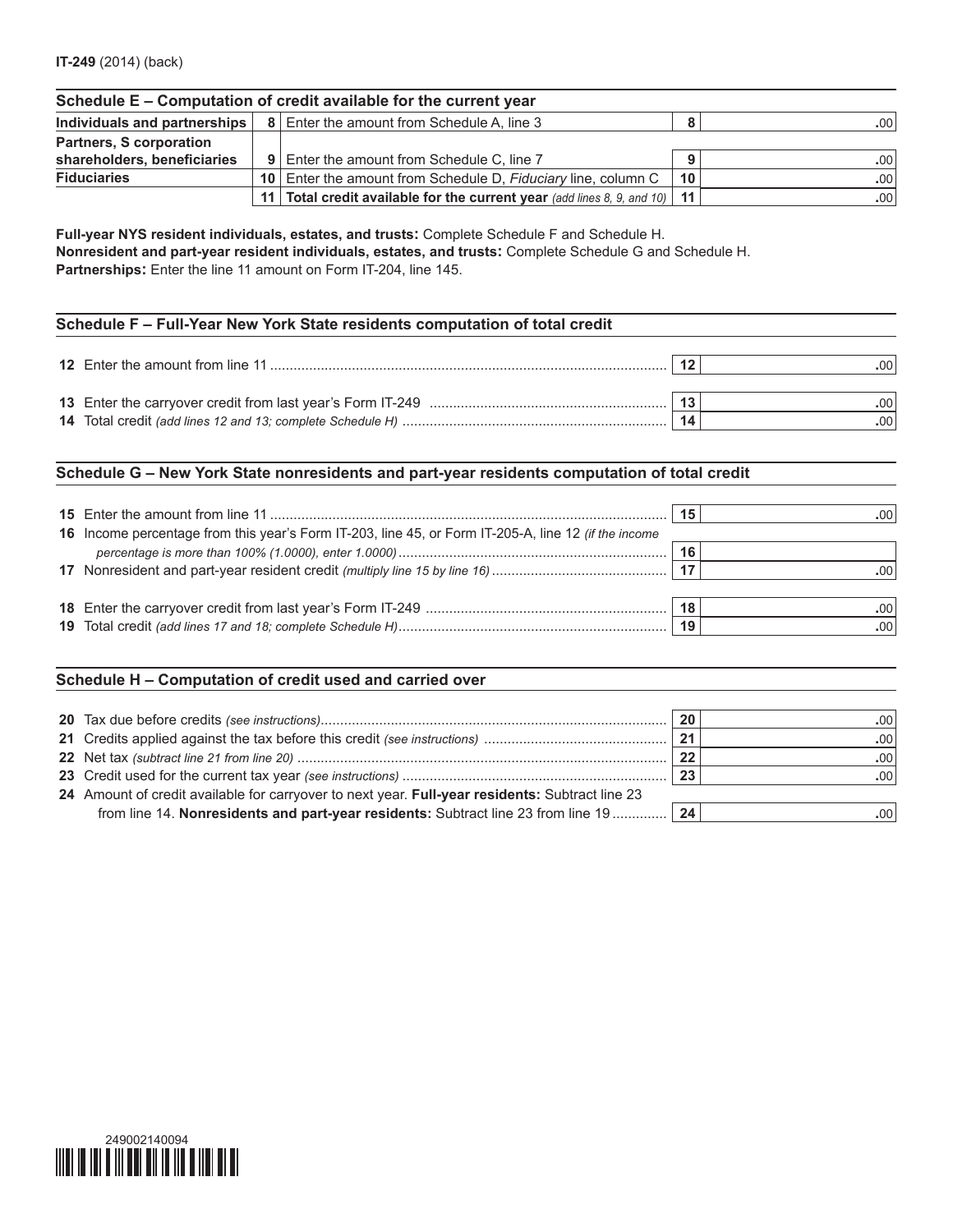## Schedule E – Computation of credit available for the current year

| | | | | |
|---|---|---|---|---|
| **Individuals and partnerships** | 8 | Enter the amount from Schedule A, line 3 | 8 | .00 |
| **Partners, S corporation shareholders, beneficiaries** | 9 | Enter the amount from Schedule C, line 7 | 9 | .00 |
| **Fiduciaries** | 10 | Enter the amount from Schedule D, *Fiduciary* line, column C | 10 | .00 |
| | 11 | **Total credit available for the current year** *(add lines 8, 9, and 10)* | 11 | .00 |

**Full-year NYS resident individuals, estates, and trusts:** Complete Schedule F and Schedule H.
**Nonresident and part-year resident individuals, estates, and trusts:** Complete Schedule G and Schedule H.
**Partnerships:** Enter the line 11 amount on Form IT-204, line 145.

## Schedule F – Full-Year New York State residents computation of total credit

| | | | |
|---|---|---|---|
| 12 | Enter the amount from line 11 | 12 | .00 |
| 13 | Enter the carryover credit from last year's Form IT-249 | 13 | .00 |
| 14 | Total credit *(add lines 12 and 13; complete Schedule H)* | 14 | .00 |

## Schedule G – New York State nonresidents and part-year residents computation of total credit

| | | | |
|---|---|---|---|
| 15 | Enter the amount from line 11 | 15 | .00 |
| 16 | Income percentage from this year's Form IT-203, line 45, or Form IT-205-A, line 12 *(if the income percentage is more than 100% (1.0000), enter 1.0000)* | 16 | |
| 17 | Nonresident and part-year resident credit *(multiply line 15 by line 16)* | 17 | .00 |
| 18 | Enter the carryover credit from last year's Form IT-249 | 18 | .00 |
| 19 | Total credit *(add lines 17 and 18; complete Schedule H)* | 19 | .00 |

## Schedule H – Computation of credit used and carried over

| | | | |
|---|---|---|---|
| 20 | Tax due before credits *(see instructions)* | 20 | .00 |
| 21 | Credits applied against the tax before this credit *(see instructions)* | 21 | .00 |
| 22 | Net tax *(subtract line 21 from line 20)* | 22 | .00 |
| 23 | Credit used for the current tax year *(see instructions)* | 23 | .00 |
| 24 | Amount of credit available for carryover to next year. **Full-year residents:** Subtract line 23 from line 14. **Nonresidents and part-year residents:** Subtract line 23 from line 19 | 24 | .00 |

249002140094